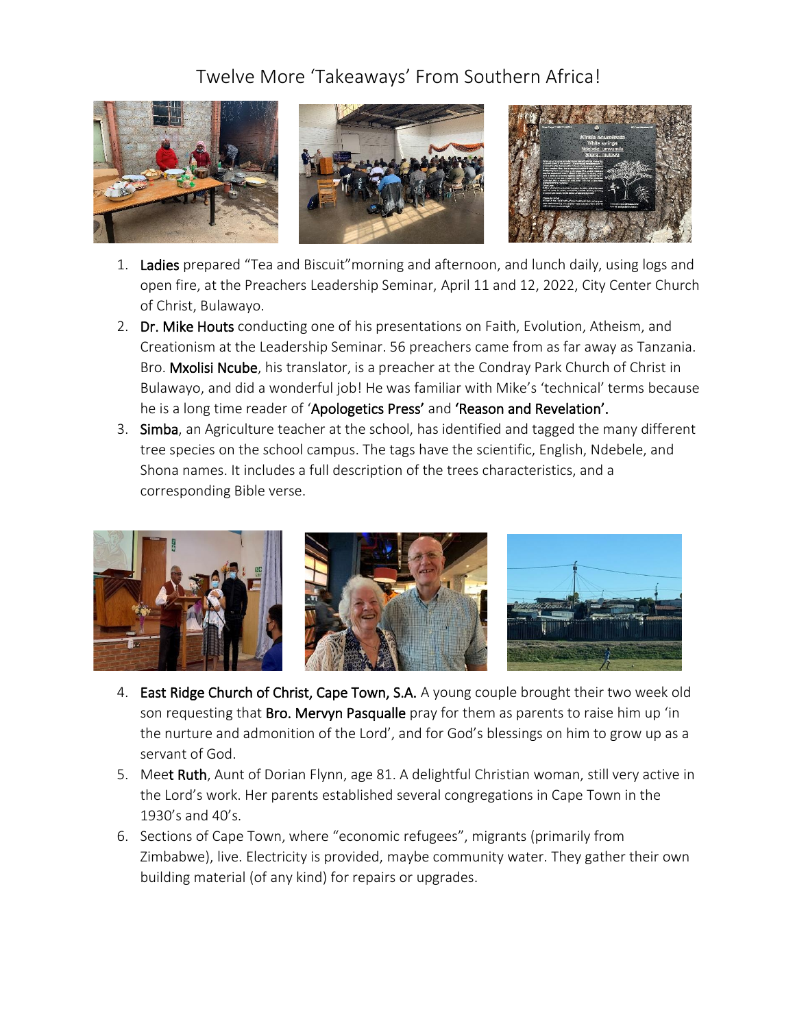# Twelve More 'Takeaways' From Southern Africa!

1. **Ladies** prepared "Tea and Biscuit"morning and afternoon, and lunch daily, using logs and open fire, at the Preachers Leadership Seminar, April 11 and 12, 2022, City Center Church of Christ, Bulawayo.
2. **Dr. Mike Houts** conducting one of his presentations on Faith, Evolution, Atheism, and Creationism at the Leadership Seminar. 56 preachers came from as far away as Tanzania. Bro. **Mxolisi Ncube**, his translator, is a preacher at the Condray Park Church of Christ in Bulawayo, and did a wonderful job! He was familiar with Mike's 'technical' terms because he is a long time reader of '**Apologetics Press'** and **'Reason and Revelation'.**
3. **Simba**, an Agriculture teacher at the school, has identified and tagged the many different tree species on the school campus. The tags have the scientific, English, Ndebele, and Shona names. It includes a full description of the trees characteristics, and a corresponding Bible verse.
4. **East Ridge Church of Christ, Cape Town, S.A.** A young couple brought their two week old son requesting that **Bro. Mervyn Pasqualle** pray for them as parents to raise him up 'in the nurture and admonition of the Lord', and for God's blessings on him to grow up as a servant of God.
5. Meet **Ruth**, Aunt of Dorian Flynn, age 81. A delightful Christian woman, still very active in the Lord's work. Her parents established several congregations in Cape Town in the 1930's and 40's.
6. Sections of Cape Town, where "economic refugees", migrants (primarily from Zimbabwe), live. Electricity is provided, maybe community water. They gather their own building material (of any kind) for repairs or upgrades.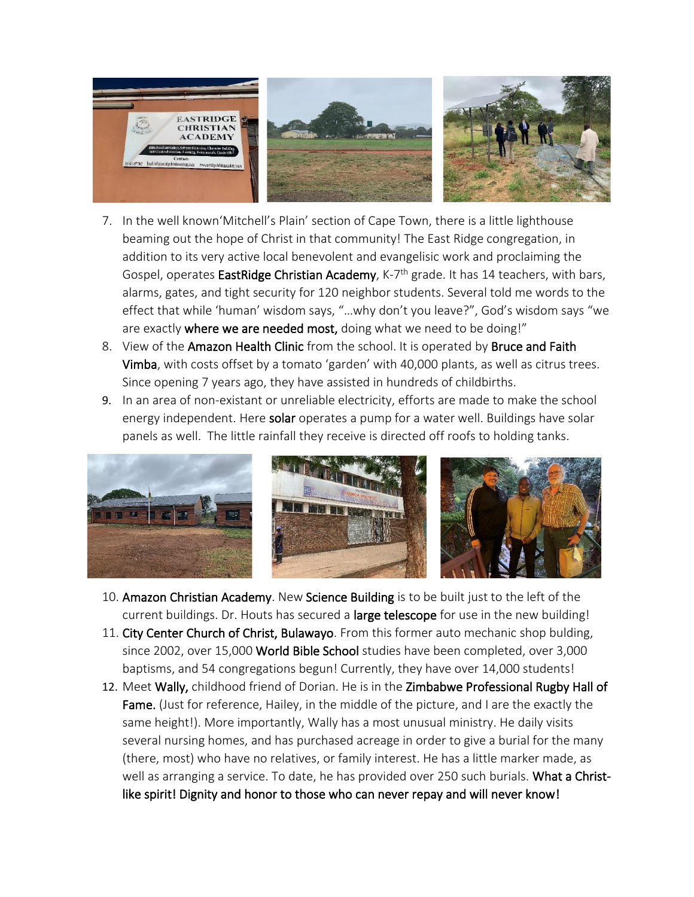7. In the well known'Mitchell's Plain' section of Cape Town, there is a little lighthouse beaming out the hope of Christ in that community! The East Ridge congregation, in addition to its very active local benevolent and evangelisic work and proclaiming the Gospel, operates EastRidge Christian Academy, K-7th grade. It has 14 teachers, with bars, alarms, gates, and tight security for 120 neighbor students. Several told me words to the effect that while 'human' wisdom says, "…why don't you leave?", God's wisdom says "we are exactly where we are needed most, doing what we need to be doing!"
8. View of the Amazon Health Clinic from the school. It is operated by Bruce and Faith Vimba, with costs offset by a tomato 'garden' with 40,000 plants, as well as citrus trees. Since opening 7 years ago, they have assisted in hundreds of childbirths.
9. In an area of non-existant or unreliable electricity, efforts are made to make the school energy independent. Here solar operates a pump for a water well. Buildings have solar panels as well. The little rainfall they receive is directed off roofs to holding tanks.
10. Amazon Christian Academy. New Science Building is to be built just to the left of the current buildings. Dr. Houts has secured a large telescope for use in the new building!
11. City Center Church of Christ, Bulawayo. From this former auto mechanic shop bulding, since 2002, over 15,000 World Bible School studies have been completed, over 3,000 baptisms, and 54 congregations begun! Currently, they have over 14,000 students!
12. Meet Wally, childhood friend of Dorian. He is in the Zimbabwe Professional Rugby Hall of Fame. (Just for reference, Hailey, in the middle of the picture, and I are the exactly the same height!). More importantly, Wally has a most unusual ministry. He daily visits several nursing homes, and has purchased acreage in order to give a burial for the many (there, most) who have no relatives, or family interest. He has a little marker made, as well as arranging a service. To date, he has provided over 250 such burials. What a Christ-like spirit! Dignity and honor to those who can never repay and will never know!